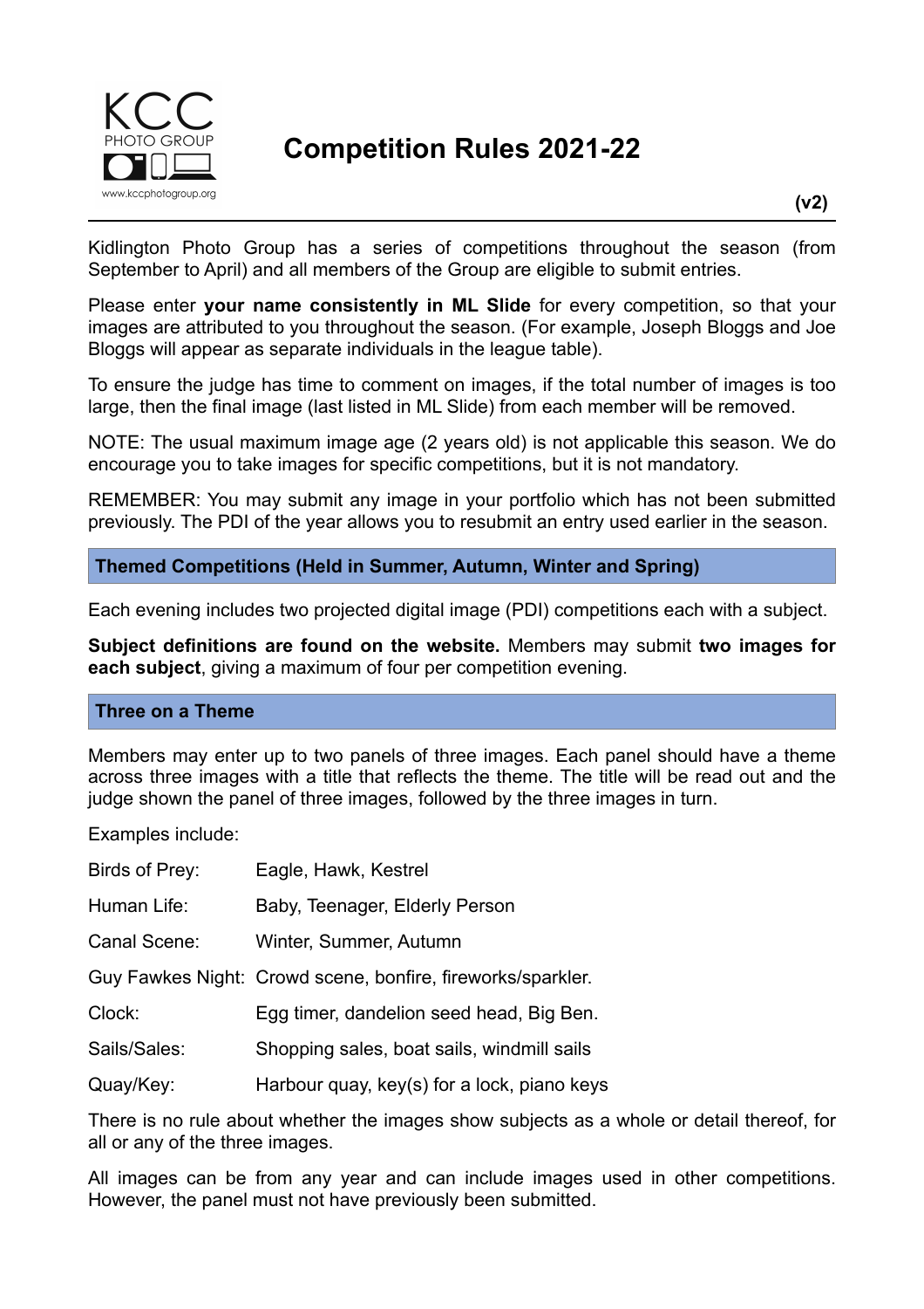KCC PHOTO GROUP

www.kccphotogroup.org

# Competition Rules 2021-22

**(v2)**

Kidlington Photo Group has a series of competitions throughout the season (from September to April) and all members of the Group are eligible to submit entries.

Please enter **your name consistently in ML Slide** for every competition, so that your images are attributed to you throughout the season. (For example, Joseph Bloggs and Joe Bloggs will appear as separate individuals in the league table).

To ensure the judge has time to comment on images, if the total number of images is too large, then the final image (last listed in ML Slide) from each member will be removed.

NOTE: The usual maximum image age (2 years old) is not applicable this season. We do encourage you to take images for specific competitions, but it is not mandatory.

REMEMBER: You may submit any image in your portfolio which has not been submitted previously. The PDI of the year allows you to resubmit an entry used earlier in the season.

## Themed Competitions (Held in Summer, Autumn, Winter and Spring)

Each evening includes two projected digital image (PDI) competitions each with a subject.

**Subject definitions are found on the website.** Members may submit **two images for each subject**, giving a maximum of four per competition evening.

## Three on a Theme

Members may enter up to two panels of three images. Each panel should have a theme across three images with a title that reflects the theme. The title will be read out and the judge shown the panel of three images, followed by the three images in turn.

Examples include:

| | |
|---|---|
| Birds of Prey: | Eagle, Hawk, Kestrel |
| Human Life: | Baby, Teenager, Elderly Person |
| Canal Scene: | Winter, Summer, Autumn |
| Guy Fawkes Night: | Crowd scene, bonfire, fireworks/sparkler. |
| Clock: | Egg timer, dandelion seed head, Big Ben. |
| Sails/Sales: | Shopping sales, boat sails, windmill sails |
| Quay/Key: | Harbour quay, key(s) for a lock, piano keys |

There is no rule about whether the images show subjects as a whole or detail thereof, for all or any of the three images.

All images can be from any year and can include images used in other competitions. However, the panel must not have previously been submitted.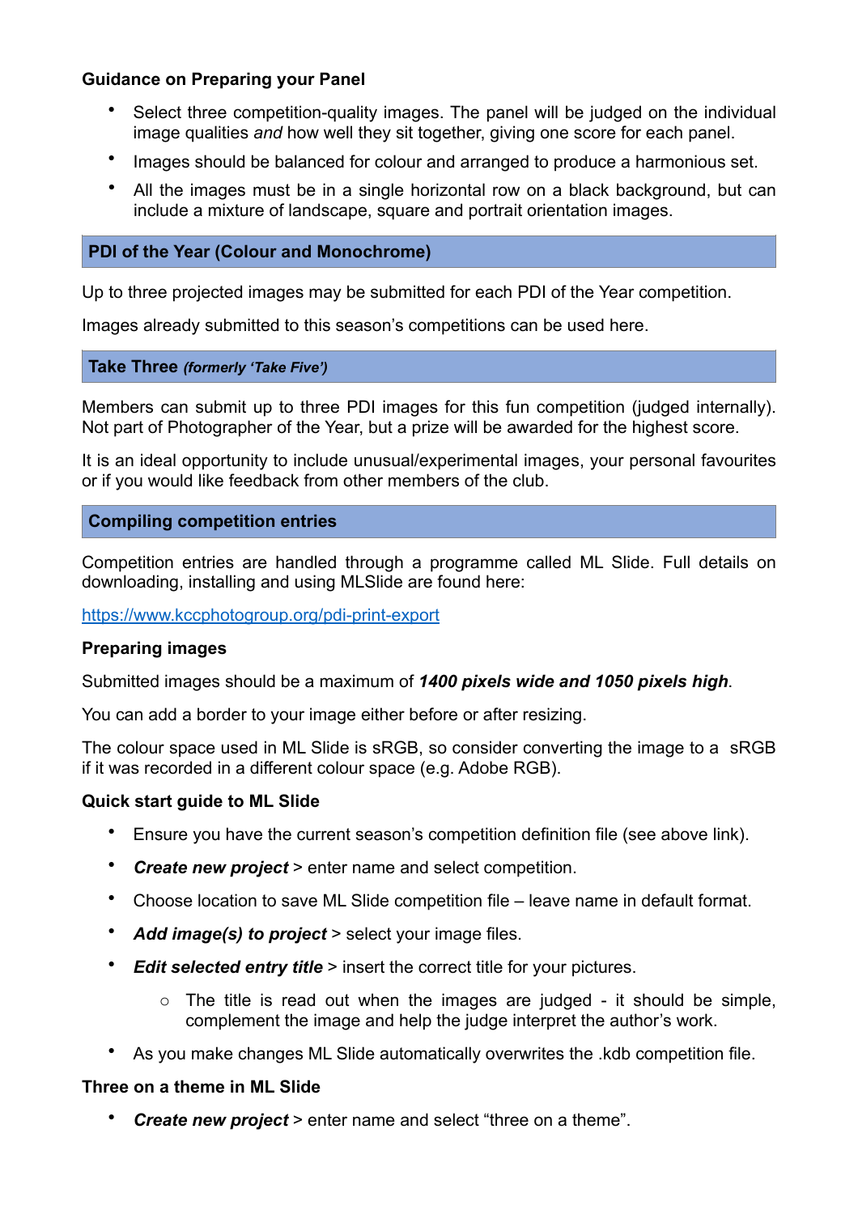**Guidance on Preparing your Panel**

- Select three competition-quality images. The panel will be judged on the individual image qualities *and* how well they sit together, giving one score for each panel.
- Images should be balanced for colour and arranged to produce a harmonious set.
- All the images must be in a single horizontal row on a black background, but can include a mixture of landscape, square and portrait orientation images.

## PDI of the Year (Colour and Monochrome)

Up to three projected images may be submitted for each PDI of the Year competition.

Images already submitted to this season's competitions can be used here.

## Take Three *(formerly 'Take Five')*

Members can submit up to three PDI images for this fun competition (judged internally). Not part of Photographer of the Year, but a prize will be awarded for the highest score.

It is an ideal opportunity to include unusual/experimental images, your personal favourites or if you would like feedback from other members of the club.

## Compiling competition entries

Competition entries are handled through a programme called ML Slide. Full details on downloading, installing and using MLSlide are found here:

https://www.kccphotogroup.org/pdi-print-export

**Preparing images**

Submitted images should be a maximum of ***1400 pixels wide and 1050 pixels high***.

You can add a border to your image either before or after resizing.

The colour space used in ML Slide is sRGB, so consider converting the image to a sRGB if it was recorded in a different colour space (e.g. Adobe RGB).

**Quick start guide to ML Slide**

- Ensure you have the current season's competition definition file (see above link).
- ***Create new project*** > enter name and select competition.
- Choose location to save ML Slide competition file – leave name in default format.
- ***Add image(s) to project*** > select your image files.
- ***Edit selected entry title*** > insert the correct title for your pictures.
    - The title is read out when the images are judged - it should be simple, complement the image and help the judge interpret the author's work.
- As you make changes ML Slide automatically overwrites the .kdb competition file.

**Three on a theme in ML Slide**

- ***Create new project*** > enter name and select "three on a theme".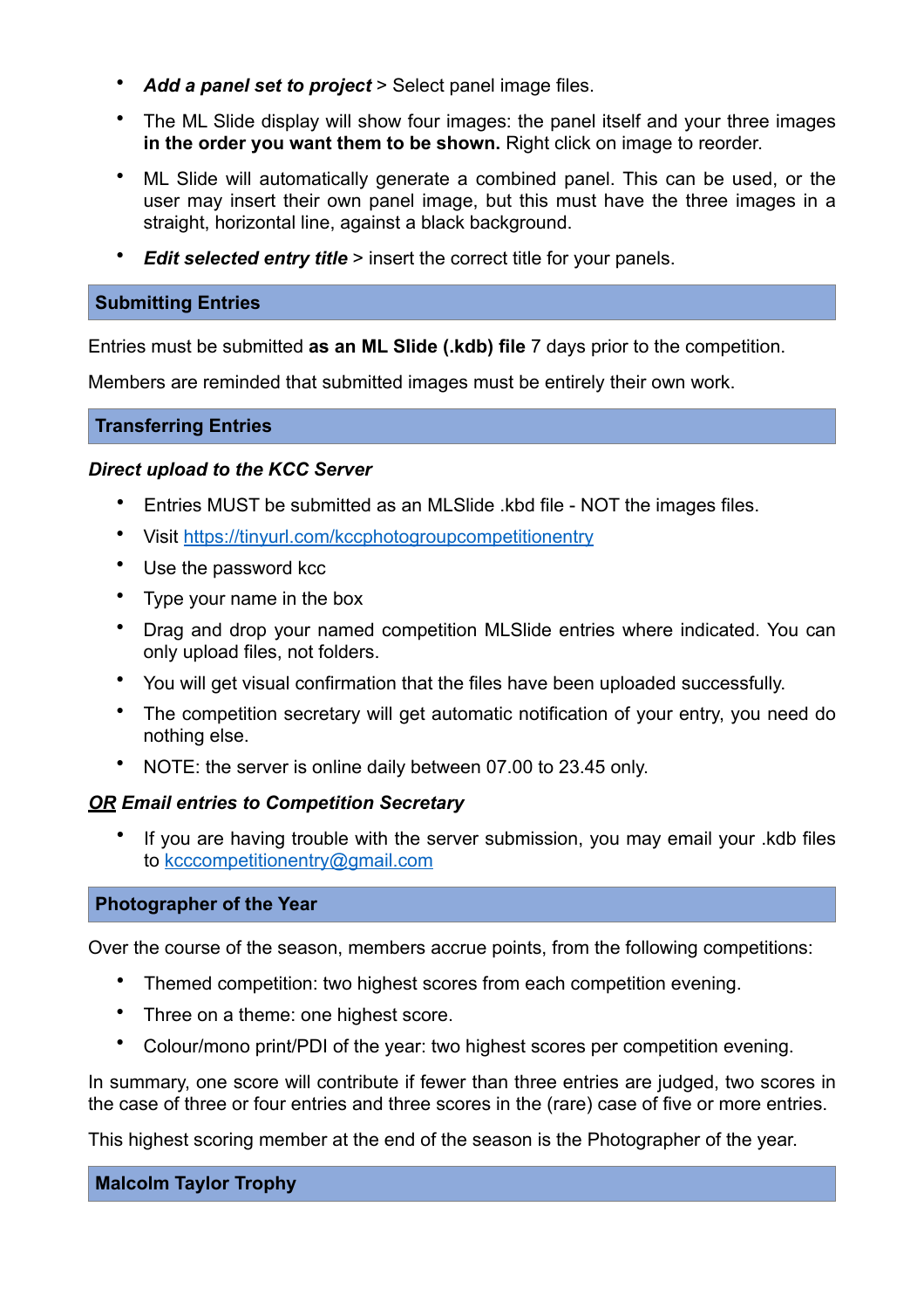- ***Add a panel set to project*** > Select panel image files.
- The ML Slide display will show four images: the panel itself and your three images **in the order you want them to be shown.** Right click on image to reorder.
- ML Slide will automatically generate a combined panel. This can be used, or the user may insert their own panel image, but this must have the three images in a straight, horizontal line, against a black background.
- ***Edit selected entry title*** > insert the correct title for your panels.

## Submitting Entries

Entries must be submitted **as an ML Slide (.kdb) file** 7 days prior to the competition.

Members are reminded that submitted images must be entirely their own work.

## Transferring Entries

***Direct upload to the KCC Server***

- Entries MUST be submitted as an MLSlide .kbd file - NOT the images files.
- Visit https://tinyurl.com/kccphotogroupcompetitionentry
- Use the password kcc
- Type your name in the box
- Drag and drop your named competition MLSlide entries where indicated. You can only upload files, not folders.
- You will get visual confirmation that the files have been uploaded successfully.
- The competition secretary will get automatic notification of your entry, you need do nothing else.
- NOTE: the server is online daily between 07.00 to 23.45 only.

***<u>OR</u> Email entries to Competition Secretary***

- If you are having trouble with the server submission, you may email your .kdb files to kcccompetitionentry@gmail.com

## Photographer of the Year

Over the course of the season, members accrue points, from the following competitions:

- Themed competition: two highest scores from each competition evening.
- Three on a theme: one highest score.
- Colour/mono print/PDI of the year: two highest scores per competition evening.

In summary, one score will contribute if fewer than three entries are judged, two scores in the case of three or four entries and three scores in the (rare) case of five or more entries.

This highest scoring member at the end of the season is the Photographer of the year.

## Malcolm Taylor Trophy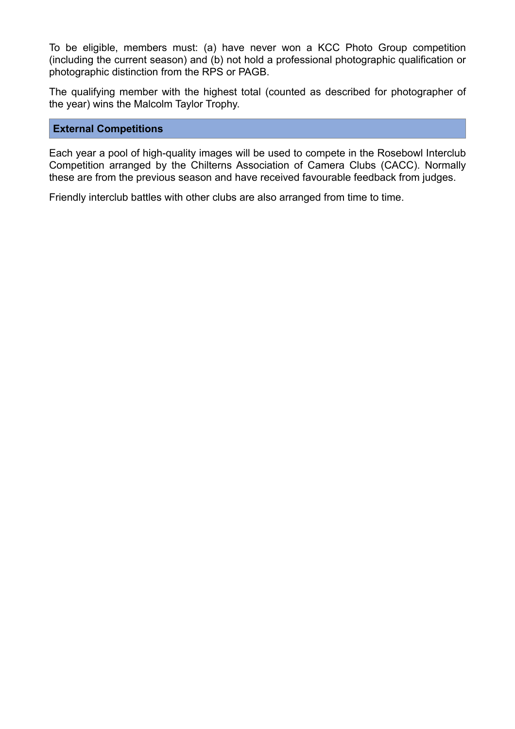To be eligible, members must: (a) have never won a KCC Photo Group competition (including the current season) and (b) not hold a professional photographic qualification or photographic distinction from the RPS or PAGB.

The qualifying member with the highest total (counted as described for photographer of the year) wins the Malcolm Taylor Trophy.

## External Competitions

Each year a pool of high-quality images will be used to compete in the Rosebowl Interclub Competition arranged by the Chilterns Association of Camera Clubs (CACC). Normally these are from the previous season and have received favourable feedback from judges.

Friendly interclub battles with other clubs are also arranged from time to time.